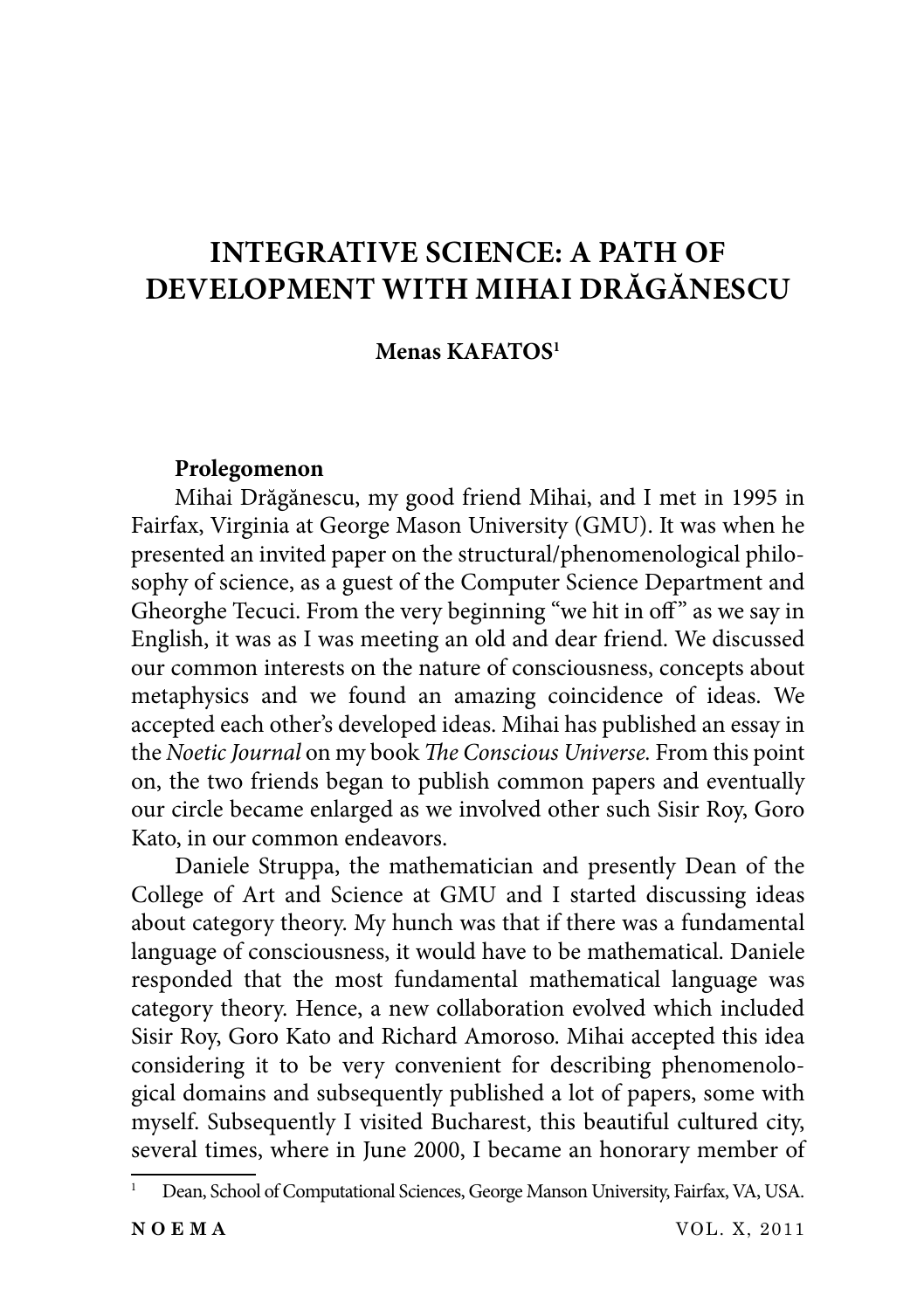# INTEGRATIVE SCIENCE: A PATH OF DEVELOPMENT WITH MIHAI DRĂGĂNESCU

**Menas KAFATOS**[1]

**Prolegomenon**

Mihai Drăgănescu, my good friend Mihai, and I met in 1995 in Fairfax, Virginia at George Mason University (GMU). It was when he presented an invited paper on the structural/phenomenological philosophy of science, as a guest of the Computer Science Department and Gheorghe Tecuci. From the very beginning "we hit in off" as we say in English, it was as I was meeting an old and dear friend. We discussed our common interests on the nature of consciousness, concepts about metaphysics and we found an amazing coincidence of ideas. We accepted each other's developed ideas. Mihai has published an essay in the *Noetic Journal* on my book *The Conscious Universe*. From this point on, the two friends began to publish common papers and eventually our circle became enlarged as we involved other such Sisir Roy, Goro Kato, in our common endeavors.

Daniele Struppa, the mathematician and presently Dean of the College of Art and Science at GMU and I started discussing ideas about category theory. My hunch was that if there was a fundamental language of consciousness, it would have to be mathematical. Daniele responded that the most fundamental mathematical language was category theory. Hence, a new collaboration evolved which included Sisir Roy, Goro Kato and Richard Amoroso. Mihai accepted this idea considering it to be very convenient for describing phenomenological domains and subsequently published a lot of papers, some with myself. Subsequently I visited Bucharest, this beautiful cultured city, several times, where in June 2000, I became an honorary member of

[1] Dean, School of Computational Sciences, George Manson University, Fairfax, VA, USA.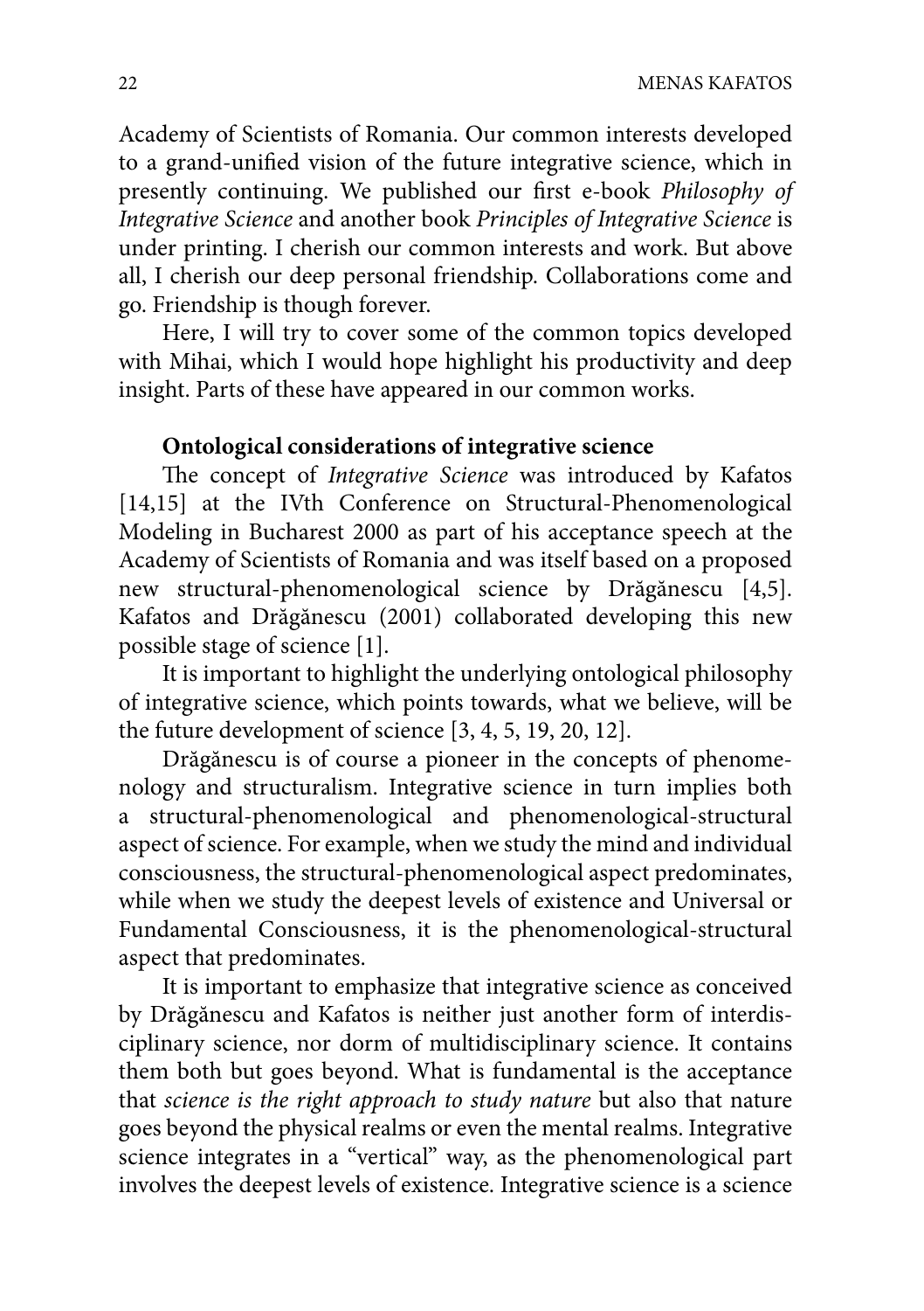Academy of Scientists of Romania. Our common interests developed to a grand-unified vision of the future integrative science, which in presently continuing. We published our first e-book *Philosophy of Integrative Science* and another book *Principles of Integrative Science* is under printing. I cherish our common interests and work. But above all, I cherish our deep personal friendship. Collaborations come and go. Friendship is though forever.

Here, I will try to cover some of the common topics developed with Mihai, which I would hope highlight his productivity and deep insight. Parts of these have appeared in our common works.

**Ontological considerations of integrative science**

The concept of *Integrative Science* was introduced by Kafatos [14,15] at the IVth Conference on Structural-Phenomenological Modeling in Bucharest 2000 as part of his acceptance speech at the Academy of Scientists of Romania and was itself based on a proposed new structural-phenomenological science by Drăgănescu [4,5]. Kafatos and Drăgănescu (2001) collaborated developing this new possible stage of science [1].

It is important to highlight the underlying ontological philosophy of integrative science, which points towards, what we believe, will be the future development of science [3, 4, 5, 19, 20, 12].

Drăgănescu is of course a pioneer in the concepts of phenomenology and structuralism. Integrative science in turn implies both a structural-phenomenological and phenomenological-structural aspect of science. For example, when we study the mind and individual consciousness, the structural-phenomenological aspect predominates, while when we study the deepest levels of existence and Universal or Fundamental Consciousness, it is the phenomenological-structural aspect that predominates.

It is important to emphasize that integrative science as conceived by Drăgănescu and Kafatos is neither just another form of interdisciplinary science, nor dorm of multidisciplinary science. It contains them both but goes beyond. What is fundamental is the acceptance that *science is the right approach to study nature* but also that nature goes beyond the physical realms or even the mental realms. Integrative science integrates in a "vertical" way, as the phenomenological part involves the deepest levels of existence. Integrative science is a science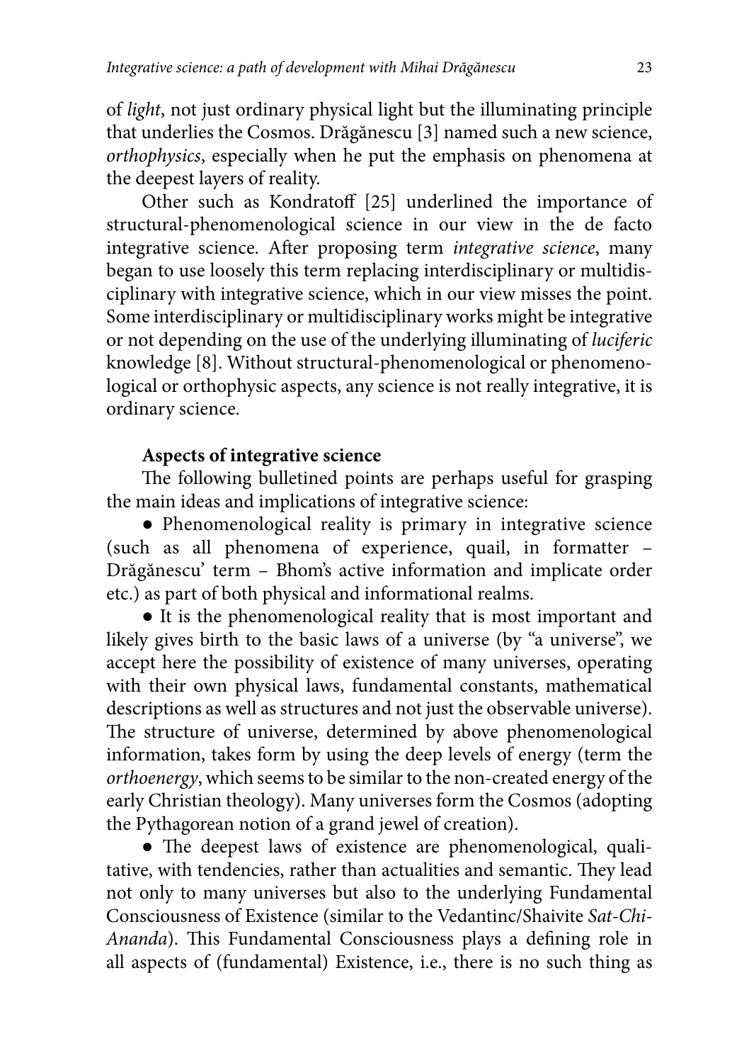of *light*, not just ordinary physical light but the illuminating principle that underlies the Cosmos. Drăgănescu [3] named such a new science, *orthophysics*, especially when he put the emphasis on phenomena at the deepest layers of reality.

Other such as Kondratoff [25] underlined the importance of structural-phenomenological science in our view in the de facto integrative science. After proposing term *integrative science*, many began to use loosely this term replacing interdisciplinary or multidisciplinary with integrative science, which in our view misses the point. Some interdisciplinary or multidisciplinary works might be integrative or not depending on the use of the underlying illuminating of *luciferic* knowledge [8]. Without structural-phenomenological or phenomenological or orthophysic aspects, any science is not really integrative, it is ordinary science.

**Aspects of integrative science**

The following bulletined points are perhaps useful for grasping the main ideas and implications of integrative science:

- Phenomenological reality is primary in integrative science (such as all phenomena of experience, quail, in formatter – Drăgănescu' term – Bhom's active information and implicate order etc.) as part of both physical and informational realms.
- It is the phenomenological reality that is most important and likely gives birth to the basic laws of a universe (by "a universe", we accept here the possibility of existence of many universes, operating with their own physical laws, fundamental constants, mathematical descriptions as well as structures and not just the observable universe). The structure of universe, determined by above phenomenological information, takes form by using the deep levels of energy (term the *orthoenergy*, which seems to be similar to the non-created energy of the early Christian theology). Many universes form the Cosmos (adopting the Pythagorean notion of a grand jewel of creation).
- The deepest laws of existence are phenomenological, qualitative, with tendencies, rather than actualities and semantic. They lead not only to many universes but also to the underlying Fundamental Consciousness of Existence (similar to the Vedantinc/Shaivite *Sat-Chi-Ananda*). This Fundamental Consciousness plays a defining role in all aspects of (fundamental) Existence, i.e., there is no such thing as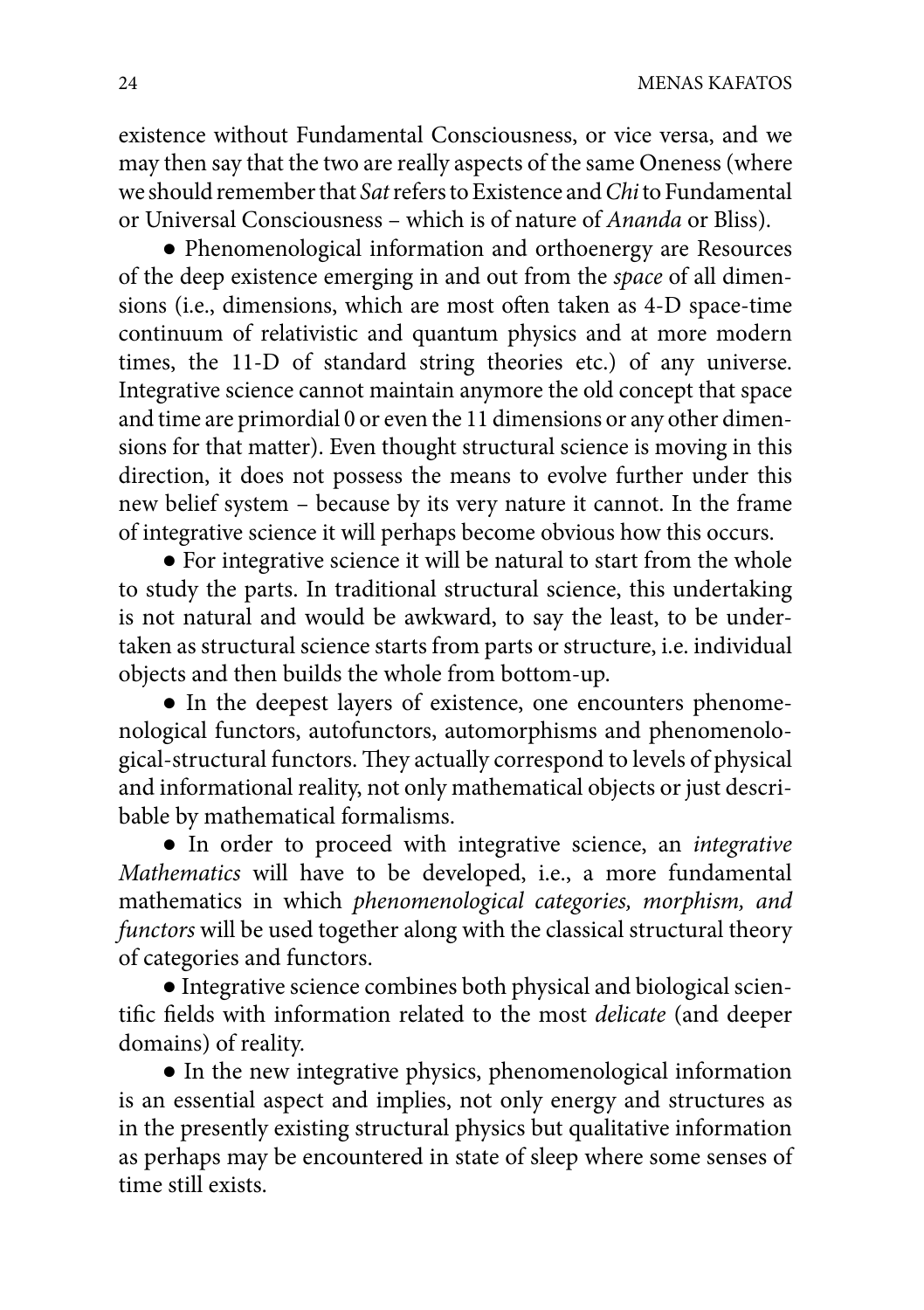existence without Fundamental Consciousness, or vice versa, and we may then say that the two are really aspects of the same Oneness (where we should remember that *Sat* refers to Existence and *Chi* to Fundamental or Universal Consciousness – which is of nature of *Ananda* or Bliss).

- Phenomenological information and orthoenergy are Resources of the deep existence emerging in and out from the *space* of all dimensions (i.e., dimensions, which are most often taken as 4-D space-time continuum of relativistic and quantum physics and at more modern times, the 11-D of standard string theories etc.) of any universe. Integrative science cannot maintain anymore the old concept that space and time are primordial 0 or even the 11 dimensions or any other dimensions for that matter). Even thought structural science is moving in this direction, it does not possess the means to evolve further under this new belief system – because by its very nature it cannot. In the frame of integrative science it will perhaps become obvious how this occurs.

- For integrative science it will be natural to start from the whole to study the parts. In traditional structural science, this undertaking is not natural and would be awkward, to say the least, to be undertaken as structural science starts from parts or structure, i.e. individual objects and then builds the whole from bottom-up.

- In the deepest layers of existence, one encounters phenomenological functors, autofunctors, automorphisms and phenomenological-structural functors. They actually correspond to levels of physical and informational reality, not only mathematical objects or just describable by mathematical formalisms.

- In order to proceed with integrative science, an *integrative Mathematics* will have to be developed, i.e., a more fundamental mathematics in which *phenomenological categories, morphism, and functors* will be used together along with the classical structural theory of categories and functors.

- Integrative science combines both physical and biological scientific fields with information related to the most *delicate* (and deeper domains) of reality.

- In the new integrative physics, phenomenological information is an essential aspect and implies, not only energy and structures as in the presently existing structural physics but qualitative information as perhaps may be encountered in state of sleep where some senses of time still exists.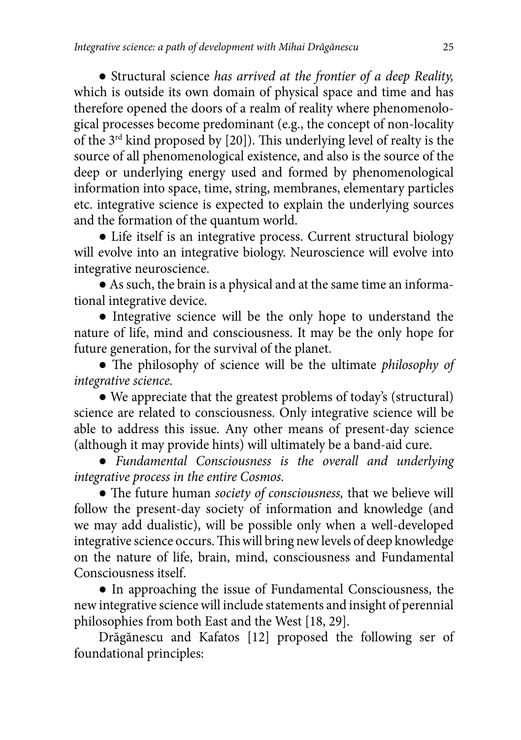● Structural science *has arrived at the frontier of a deep Reality,* which is outside its own domain of physical space and time and has therefore opened the doors of a realm of reality where phenomenological processes become predominant (e.g., the concept of non-locality of the 3rd kind proposed by [20]). This underlying level of realty is the source of all phenomenological existence, and also is the source of the deep or underlying energy used and formed by phenomenological information into space, time, string, membranes, elementary particles etc. integrative science is expected to explain the underlying sources and the formation of the quantum world.

● Life itself is an integrative process. Current structural biology will evolve into an integrative biology. Neuroscience will evolve into integrative neuroscience.

● As such, the brain is a physical and at the same time an informational integrative device.

● Integrative science will be the only hope to understand the nature of life, mind and consciousness. It may be the only hope for future generation, for the survival of the planet.

● The philosophy of science will be the ultimate *philosophy of integrative science.*

● We appreciate that the greatest problems of today's (structural) science are related to consciousness. Only integrative science will be able to address this issue. Any other means of present-day science (although it may provide hints) will ultimately be a band-aid cure.

● *Fundamental Consciousness is the overall and underlying integrative process in the entire Cosmos.*

● The future human *society of consciousness,* that we believe will follow the present-day society of information and knowledge (and we may add dualistic), will be possible only when a well-developed integrative science occurs. This will bring new levels of deep knowledge on the nature of life, brain, mind, consciousness and Fundamental Consciousness itself.

● In approaching the issue of Fundamental Consciousness, the new integrative science will include statements and insight of perennial philosophies from both East and the West [18, 29].

Drăgănescu and Kafatos [12] proposed the following ser of foundational principles: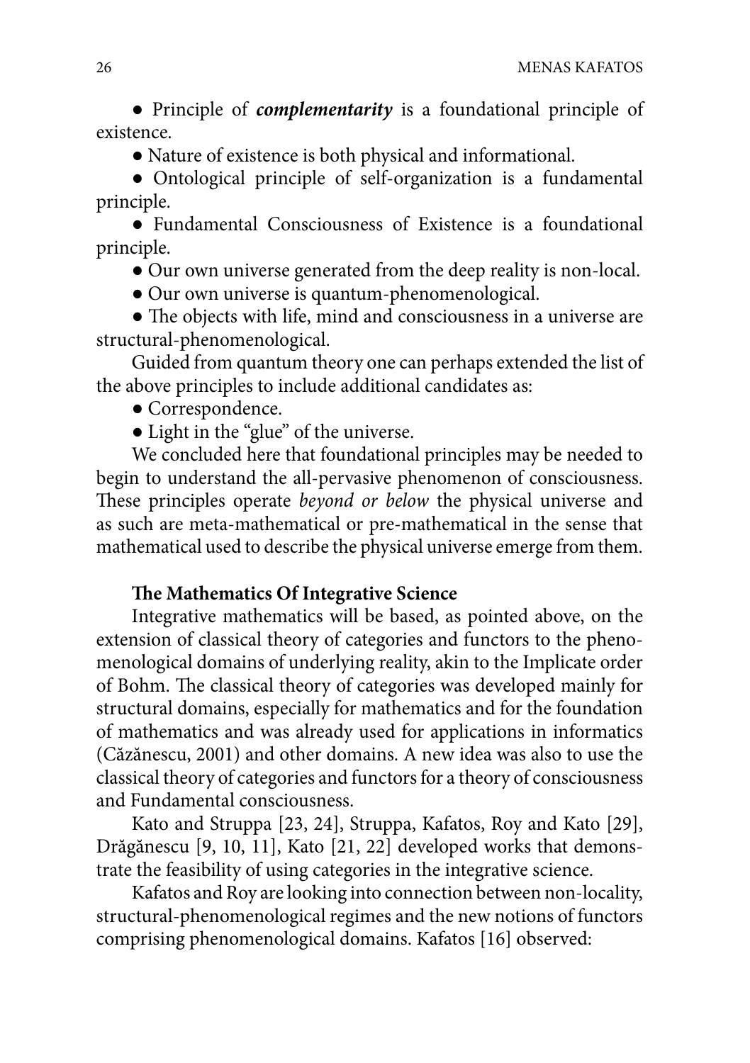- Principle of ***complementarity*** is a foundational principle of existence.
- Nature of existence is both physical and informational.
- Ontological principle of self-organization is a fundamental principle.
- Fundamental Consciousness of Existence is a foundational principle.
- Our own universe generated from the deep reality is non-local.
- Our own universe is quantum-phenomenological.
- The objects with life, mind and consciousness in a universe are structural-phenomenological.

Guided from quantum theory one can perhaps extended the list of the above principles to include additional candidates as:

- Correspondence.
- Light in the "glue" of the universe.

We concluded here that foundational principles may be needed to begin to understand the all-pervasive phenomenon of consciousness. These principles operate *beyond or below* the physical universe and as such are meta-mathematical or pre-mathematical in the sense that mathematical used to describe the physical universe emerge from them.

**The Mathematics Of Integrative Science**

Integrative mathematics will be based, as pointed above, on the extension of classical theory of categories and functors to the phenomenological domains of underlying reality, akin to the Implicate order of Bohm. The classical theory of categories was developed mainly for structural domains, especially for mathematics and for the foundation of mathematics and was already used for applications in informatics (Căzănescu, 2001) and other domains. A new idea was also to use the classical theory of categories and functors for a theory of consciousness and Fundamental consciousness.

Kato and Struppa [23, 24], Struppa, Kafatos, Roy and Kato [29], Drăgănescu [9, 10, 11], Kato [21, 22] developed works that demonstrate the feasibility of using categories in the integrative science.

Kafatos and Roy are looking into connection between non-locality, structural-phenomenological regimes and the new notions of functors comprising phenomenological domains. Kafatos [16] observed: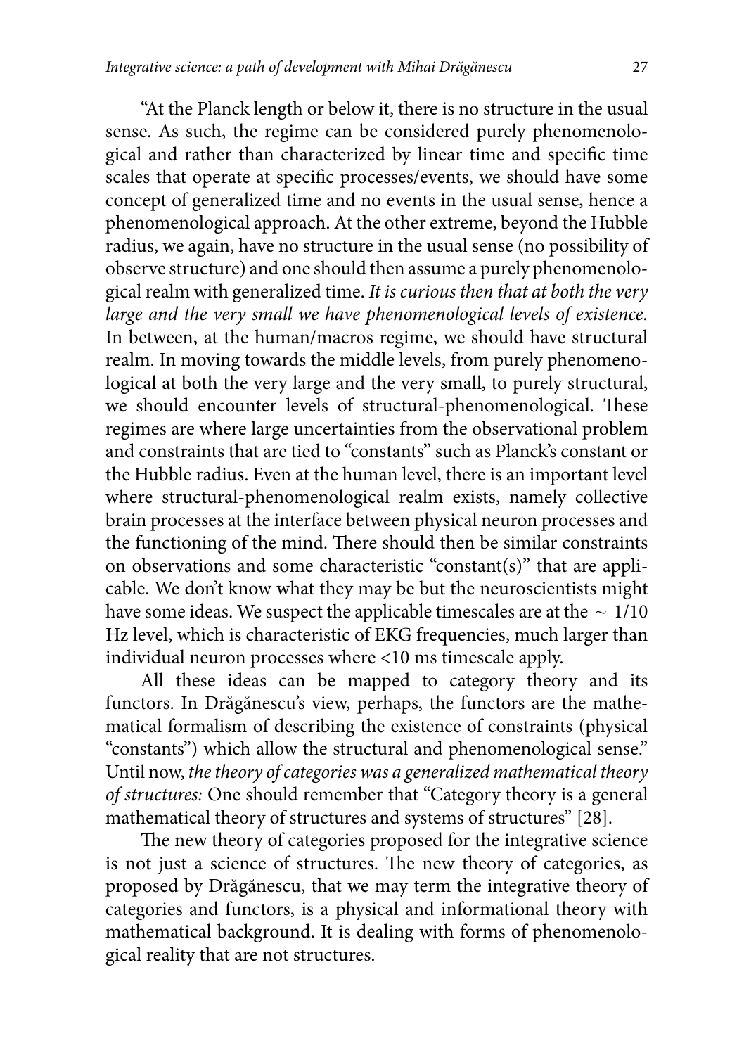"At the Planck length or below it, there is no structure in the usual sense. As such, the regime can be considered purely phenomenological and rather than characterized by linear time and specific time scales that operate at specific processes/events, we should have some concept of generalized time and no events in the usual sense, hence a phenomenological approach. At the other extreme, beyond the Hubble radius, we again, have no structure in the usual sense (no possibility of observe structure) and one should then assume a purely phenomenological realm with generalized time. *It is curious then that at both the very large and the very small we have phenomenological levels of existence.* In between, at the human/macros regime, we should have structural realm. In moving towards the middle levels, from purely phenomenological at both the very large and the very small, to purely structural, we should encounter levels of structural-phenomenological. These regimes are where large uncertainties from the observational problem and constraints that are tied to "constants" such as Planck's constant or the Hubble radius. Even at the human level, there is an important level where structural-phenomenological realm exists, namely collective brain processes at the interface between physical neuron processes and the functioning of the mind. There should then be similar constraints on observations and some characteristic "constant(s)" that are applicable. We don't know what they may be but the neuroscientists might have some ideas. We suspect the applicable timescales are at the $\sim 1/10$ Hz level, which is characteristic of EKG frequencies, much larger than individual neuron processes where <10 ms timescale apply.

All these ideas can be mapped to category theory and its functors. In Drăgănescu's view, perhaps, the functors are the mathematical formalism of describing the existence of constraints (physical "constants") which allow the structural and phenomenological sense." Until now, *the theory of categories was a generalized mathematical theory of structures:* One should remember that "Category theory is a general mathematical theory of structures and systems of structures" [28].

The new theory of categories proposed for the integrative science is not just a science of structures. The new theory of categories, as proposed by Drăgănescu, that we may term the integrative theory of categories and functors, is a physical and informational theory with mathematical background. It is dealing with forms of phenomenological reality that are not structures.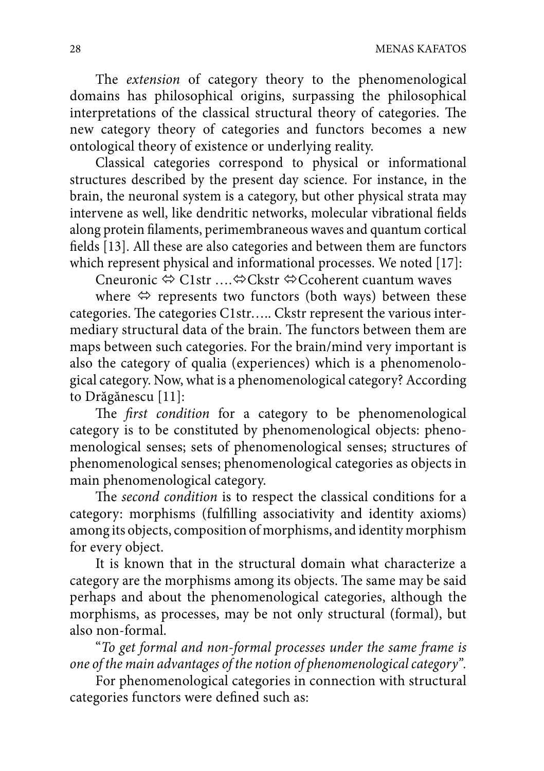The *extension* of category theory to the phenomenological domains has philosophical origins, surpassing the philosophical interpretations of the classical structural theory of categories. The new category theory of categories and functors becomes a new ontological theory of existence or underlying reality.

Classical categories correspond to physical or informational structures described by the present day science. For instance, in the brain, the neuronal system is a category, but other physical strata may intervene as well, like dendritic networks, molecular vibrational fields along protein filaments, perimembraneous waves and quantum cortical fields [13]. All these are also categories and between them are functors which represent physical and informational processes. We noted [17]:

Cneuronic ⇔ C1str ….⇔Ckstr ⇔Ccoherent cuantum waves

where ⇔ represents two functors (both ways) between these categories. The categories C1str….. Ckstr represent the various intermediary structural data of the brain. The functors between them are maps between such categories. For the brain/mind very important is also the category of qualia (experiences) which is a phenomenological category. Now, what is a phenomenological category? According to Drăgănescu [11]:

The *first condition* for a category to be phenomenological category is to be constituted by phenomenological objects: phenomenological senses; sets of phenomenological senses; structures of phenomenological senses; phenomenological categories as objects in main phenomenological category.

The *second condition* is to respect the classical conditions for a category: morphisms (fulfilling associativity and identity axioms) among its objects, composition of morphisms, and identity morphism for every object.

It is known that in the structural domain what characterize a category are the morphisms among its objects. The same may be said perhaps and about the phenomenological categories, although the morphisms, as processes, may be not only structural (formal), but also non-formal.

"*To get formal and non-formal processes under the same frame is one of the main advantages of the notion of phenomenological category*".

For phenomenological categories in connection with structural categories functors were defined such as: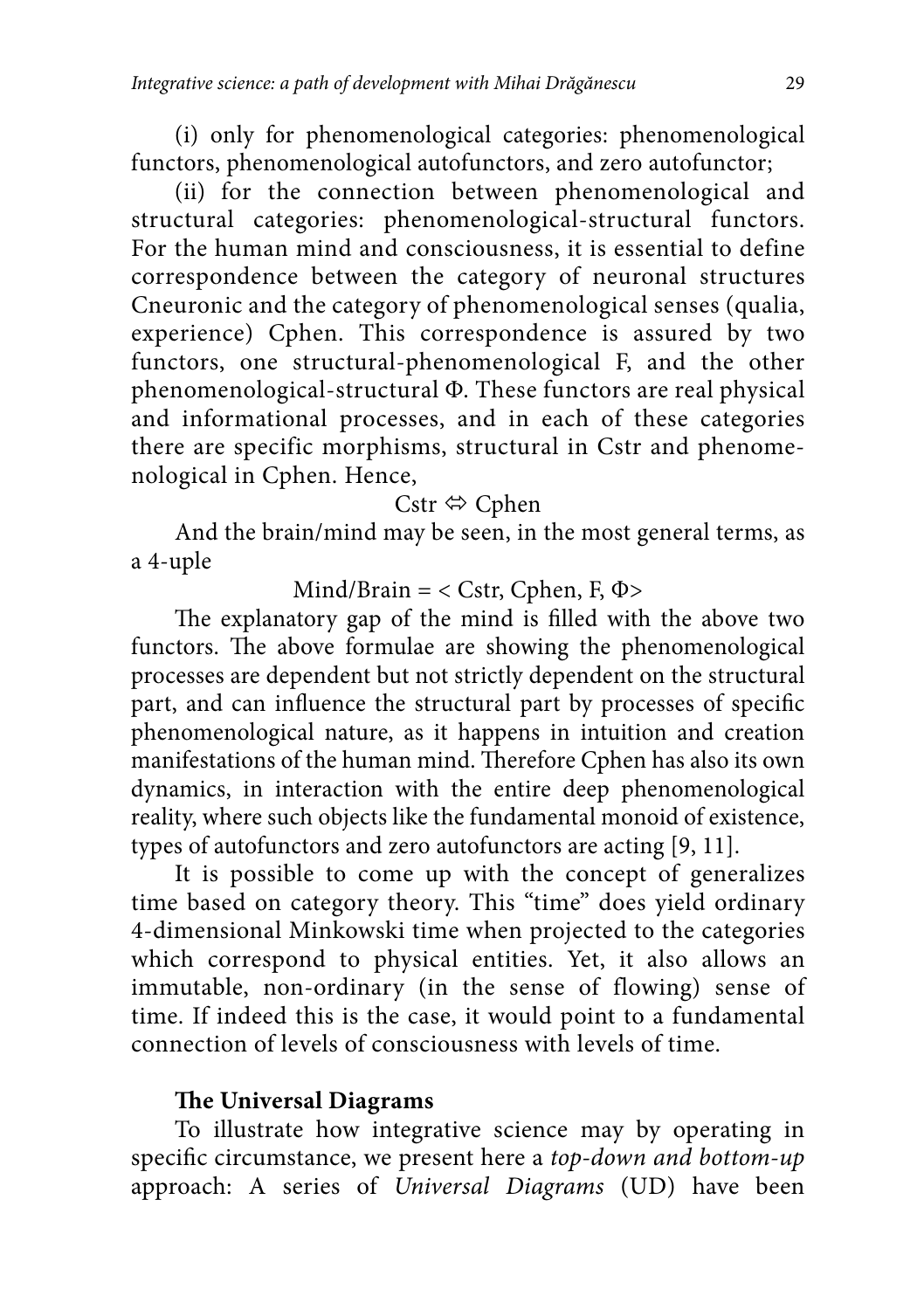(i) only for phenomenological categories: phenomenological functors, phenomenological autofunctors, and zero autofunctor;

(ii) for the connection between phenomenological and structural categories: phenomenological-structural functors. For the human mind and consciousness, it is essential to define correspondence between the category of neuronal structures Cneuronic and the category of phenomenological senses (qualia, experience) Cphen. This correspondence is assured by two functors, one structural-phenomenological F, and the other phenomenological-structural Φ. These functors are real physical and informational processes, and in each of these categories there are specific morphisms, structural in Cstr and phenomenological in Cphen. Hence,

$$\text{Cstr} \Leftrightarrow \text{Cphen}$$

And the brain/mind may be seen, in the most general terms, as a 4-uple

$$\text{Mind/Brain} = < \text{Cstr, Cphen, F, } \Phi >$$

The explanatory gap of the mind is filled with the above two functors. The above formulae are showing the phenomenological processes are dependent but not strictly dependent on the structural part, and can influence the structural part by processes of specific phenomenological nature, as it happens in intuition and creation manifestations of the human mind. Therefore Cphen has also its own dynamics, in interaction with the entire deep phenomenological reality, where such objects like the fundamental monoid of existence, types of autofunctors and zero autofunctors are acting [9, 11].

It is possible to come up with the concept of generalizes time based on category theory. This "time" does yield ordinary 4-dimensional Minkowski time when projected to the categories which correspond to physical entities. Yet, it also allows an immutable, non-ordinary (in the sense of flowing) sense of time. If indeed this is the case, it would point to a fundamental connection of levels of consciousness with levels of time.

## The Universal Diagrams

To illustrate how integrative science may by operating in specific circumstance, we present here a *top-down and bottom-up* approach: A series of *Universal Diagrams* (UD) have been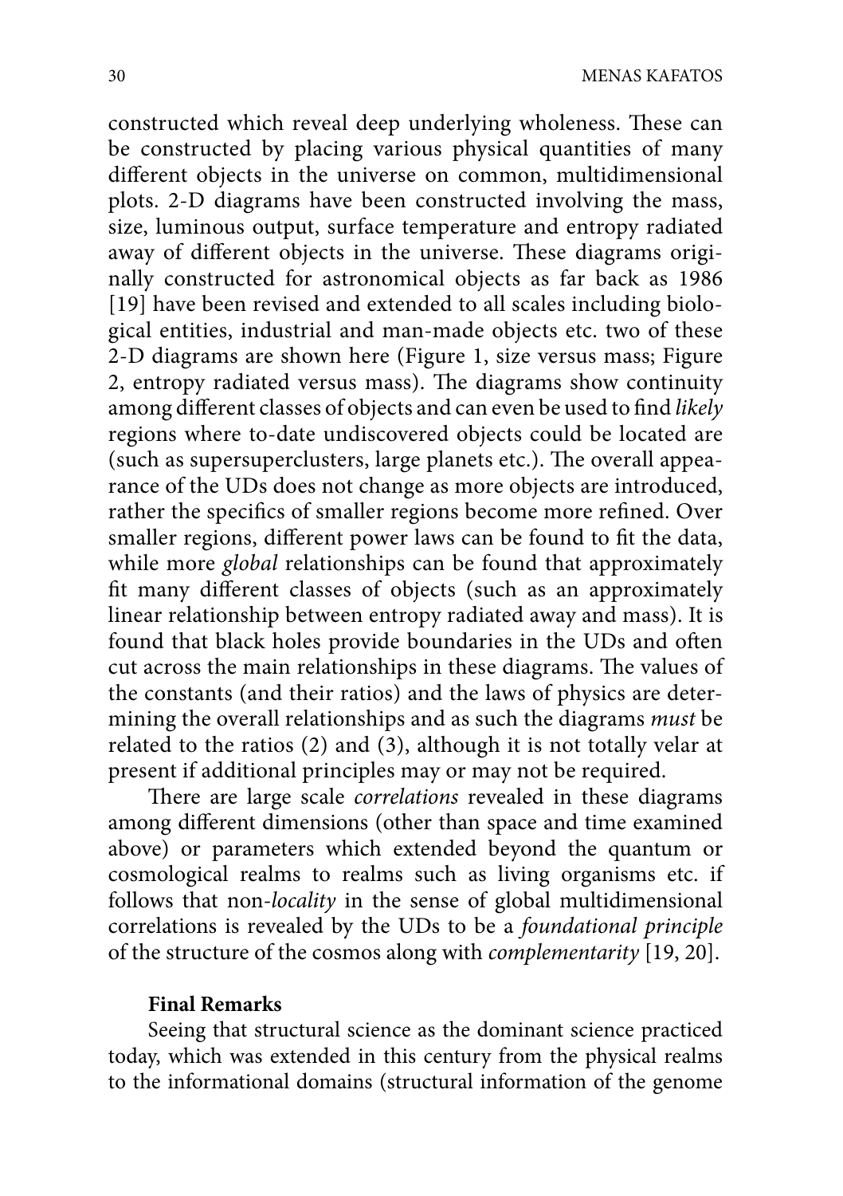constructed which reveal deep underlying wholeness. These can be constructed by placing various physical quantities of many different objects in the universe on common, multidimensional plots. 2-D diagrams have been constructed involving the mass, size, luminous output, surface temperature and entropy radiated away of different objects in the universe. These diagrams originally constructed for astronomical objects as far back as 1986 [19] have been revised and extended to all scales including biological entities, industrial and man-made objects etc. two of these 2-D diagrams are shown here (Figure 1, size versus mass; Figure 2, entropy radiated versus mass). The diagrams show continuity among different classes of objects and can even be used to find *likely* regions where to-date undiscovered objects could be located are (such as supersuperclusters, large planets etc.). The overall appearance of the UDs does not change as more objects are introduced, rather the specifics of smaller regions become more refined. Over smaller regions, different power laws can be found to fit the data, while more *global* relationships can be found that approximately fit many different classes of objects (such as an approximately linear relationship between entropy radiated away and mass). It is found that black holes provide boundaries in the UDs and often cut across the main relationships in these diagrams. The values of the constants (and their ratios) and the laws of physics are determining the overall relationships and as such the diagrams *must* be related to the ratios (2) and (3), although it is not totally velar at present if additional principles may or may not be required.

There are large scale *correlations* revealed in these diagrams among different dimensions (other than space and time examined above) or parameters which extended beyond the quantum or cosmological realms to realms such as living organisms etc. if follows that non-*locality* in the sense of global multidimensional correlations is revealed by the UDs to be a *foundational principle* of the structure of the cosmos along with *complementarity* [19, 20].

**Final Remarks**

Seeing that structural science as the dominant science practiced today, which was extended in this century from the physical realms to the informational domains (structural information of the genome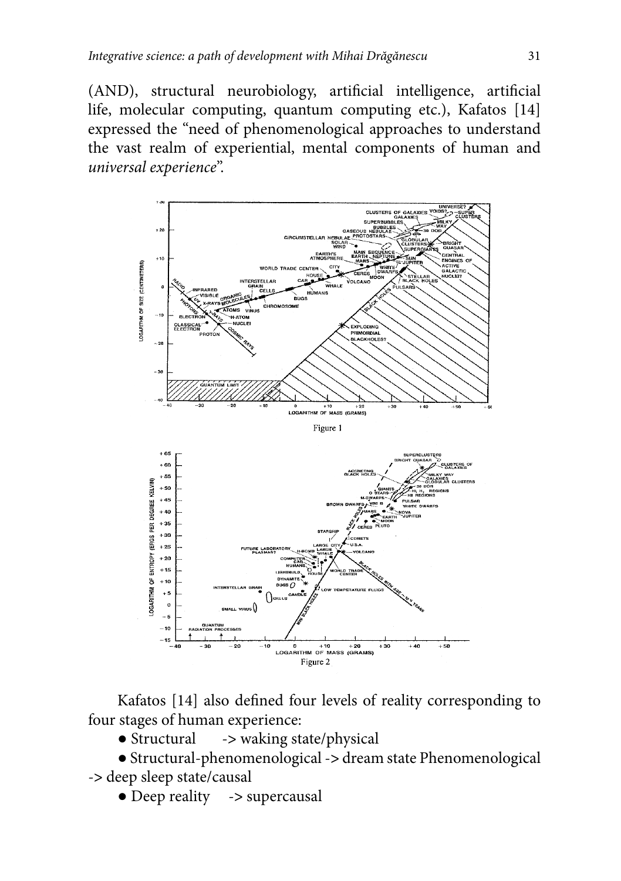(AND), structural neurobiology, artificial intelligence, artificial life, molecular computing, quantum computing etc.), Kafatos [14] expressed the "need of phenomenological approaches to understand the vast realm of experiential, mental components of human and *universal experience*".

Figure 1

Figure 2

Kafatos [14] also defined four levels of reality corresponding to four stages of human experience:

- Structural -> waking state/physical
- Structural-phenomenological -> dream state Phenomenological -> deep sleep state/causal
- Deep reality -> supercausal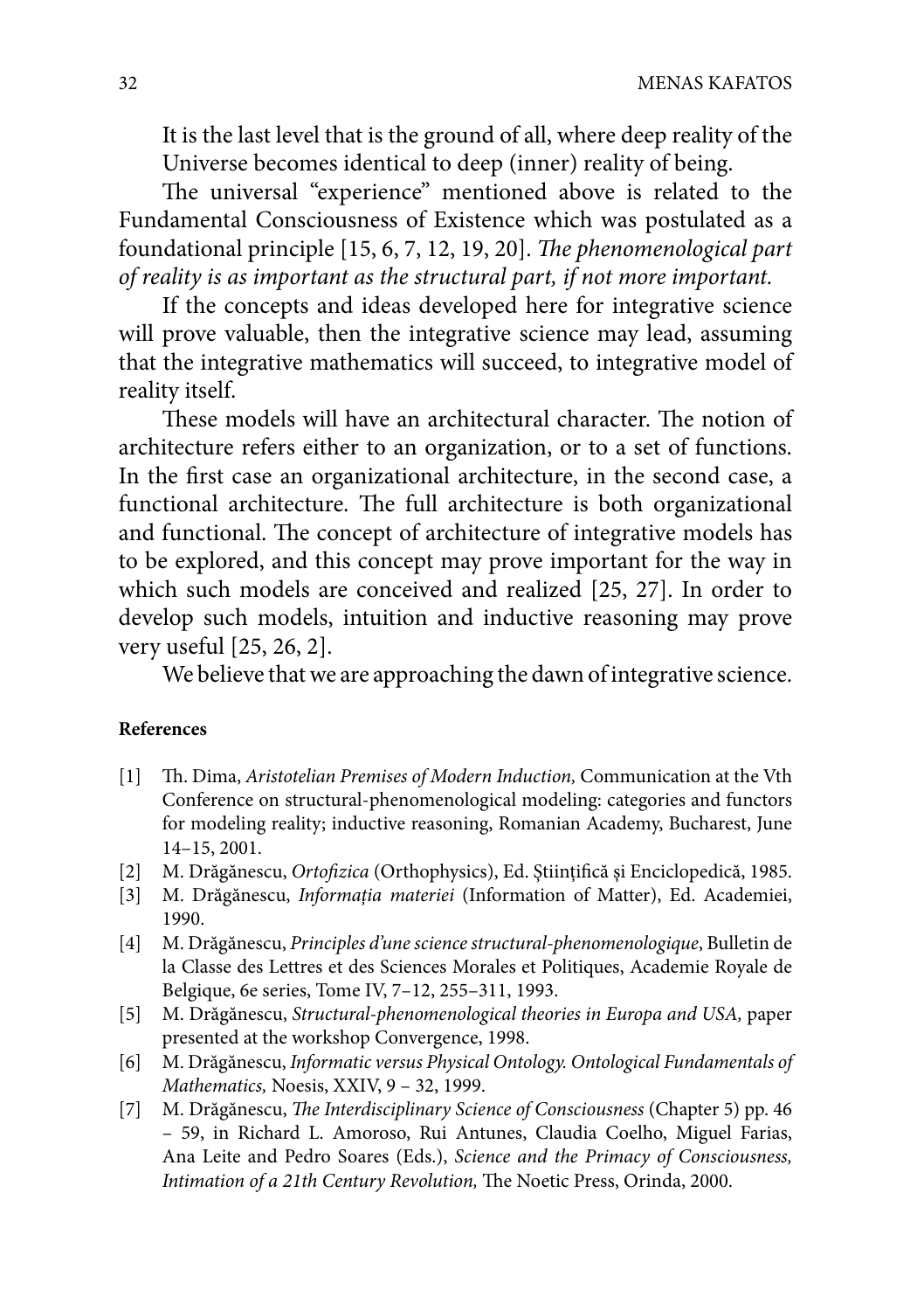It is the last level that is the ground of all, where deep reality of the Universe becomes identical to deep (inner) reality of being.

The universal "experience" mentioned above is related to the Fundamental Consciousness of Existence which was postulated as a foundational principle [15, 6, 7, 12, 19, 20]. *The phenomenological part of reality is as important as the structural part, if not more important.*

If the concepts and ideas developed here for integrative science will prove valuable, then the integrative science may lead, assuming that the integrative mathematics will succeed, to integrative model of reality itself.

These models will have an architectural character. The notion of architecture refers either to an organization, or to a set of functions. In the first case an organizational architecture, in the second case, a functional architecture. The full architecture is both organizational and functional. The concept of architecture of integrative models has to be explored, and this concept may prove important for the way in which such models are conceived and realized [25, 27]. In order to develop such models, intuition and inductive reasoning may prove very useful [25, 26, 2].

We believe that we are approaching the dawn of integrative science.

**References**

[1] Th. Dima, *Aristotelian Premises of Modern Induction,* Communication at the Vth Conference on structural-phenomenological modeling: categories and functors for modeling reality; inductive reasoning, Romanian Academy, Bucharest, June 14–15, 2001.

[2] M. Drăgănescu, *Ortofizica* (Orthophysics), Ed. Științifică și Enciclopedică, 1985.

[3] M. Drăgănescu, *Informația materiei* (Information of Matter), Ed. Academiei, 1990.

[4] M. Drăgănescu, *Principles d'une science structural-phenomenologique*, Bulletin de la Classe des Lettres et des Sciences Morales et Politiques, Academie Royale de Belgique, 6e series, Tome IV, 7–12, 255–311, 1993.

[5] M. Drăgănescu, *Structural-phenomenological theories in Europa and USA,* paper presented at the workshop Convergence, 1998.

[6] M. Drăgănescu, *Informatic versus Physical Ontology. Ontological Fundamentals of Mathematics,* Noesis, XXIV, 9 – 32, 1999.

[7] M. Drăgănescu, *The Interdisciplinary Science of Consciousness* (Chapter 5) pp. 46 – 59, in Richard L. Amoroso, Rui Antunes, Claudia Coelho, Miguel Farias, Ana Leite and Pedro Soares (Eds.), *Science and the Primacy of Consciousness, Intimation of a 21th Century Revolution,* The Noetic Press, Orinda, 2000.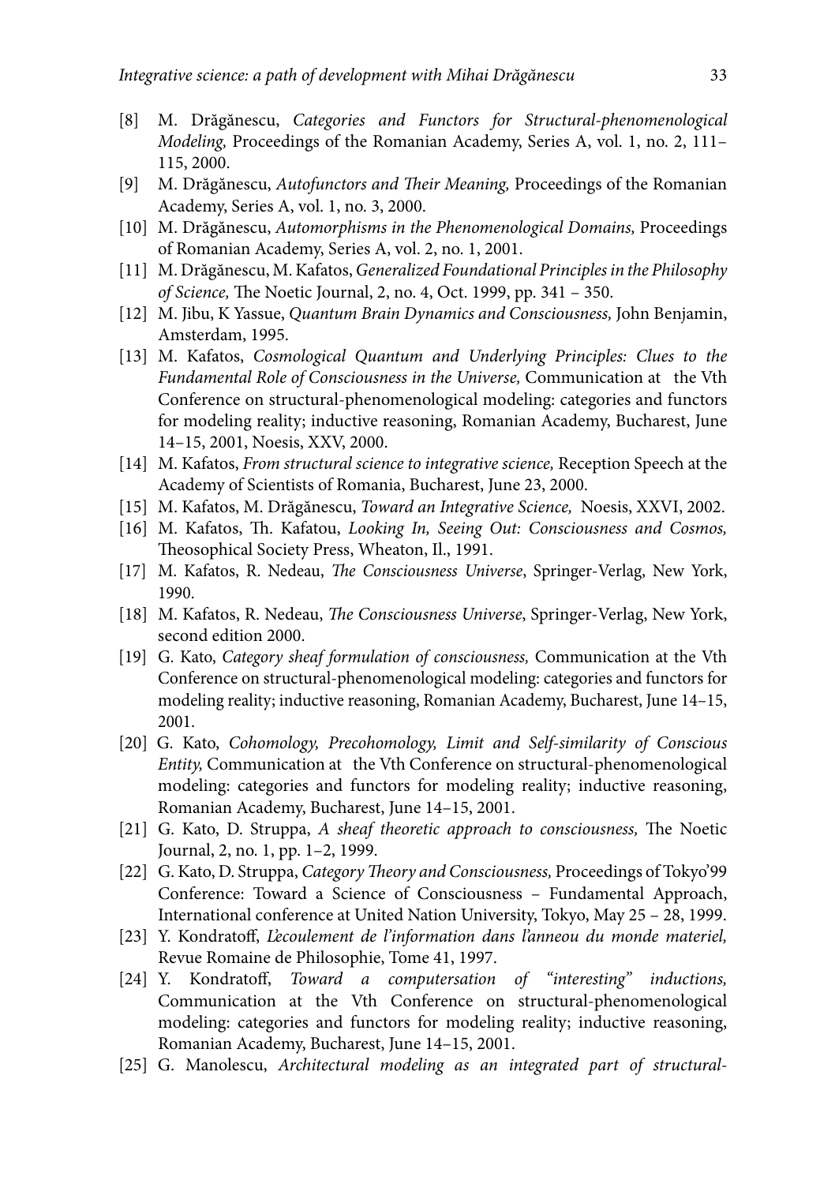[8] M. Drăgănescu, *Categories and Functors for Structural-phenomenological Modeling,* Proceedings of the Romanian Academy, Series A, vol. 1, no. 2, 111–115, 2000.

[9] M. Drăgănescu, *Autofunctors and Their Meaning,* Proceedings of the Romanian Academy, Series A, vol. 1, no. 3, 2000.

[10] M. Drăgănescu, *Automorphisms in the Phenomenological Domains,* Proceedings of Romanian Academy, Series A, vol. 2, no. 1, 2001.

[11] M. Drăgănescu, M. Kafatos, *Generalized Foundational Principles in the Philosophy of Science,* The Noetic Journal, 2, no. 4, Oct. 1999, pp. 341 – 350.

[12] M. Jibu, K Yassue, *Quantum Brain Dynamics and Consciousness,* John Benjamin, Amsterdam, 1995.

[13] M. Kafatos, *Cosmological Quantum and Underlying Principles: Clues to the Fundamental Role of Consciousness in the Universe,* Communication at the Vth Conference on structural-phenomenological modeling: categories and functors for modeling reality; inductive reasoning, Romanian Academy, Bucharest, June 14–15, 2001, Noesis, XXV, 2000.

[14] M. Kafatos, *From structural science to integrative science,* Reception Speech at the Academy of Scientists of Romania, Bucharest, June 23, 2000.

[15] M. Kafatos, M. Drăgănescu, *Toward an Integrative Science,* Noesis, XXVI, 2002.

[16] M. Kafatos, Th. Kafatou, *Looking In, Seeing Out: Consciousness and Cosmos,* Theosophical Society Press, Wheaton, Il., 1991.

[17] M. Kafatos, R. Nedeau, *The Consciousness Universe*, Springer-Verlag, New York, 1990.

[18] M. Kafatos, R. Nedeau, *The Consciousness Universe*, Springer-Verlag, New York, second edition 2000.

[19] G. Kato, *Category sheaf formulation of consciousness,* Communication at the Vth Conference on structural-phenomenological modeling: categories and functors for modeling reality; inductive reasoning, Romanian Academy, Bucharest, June 14–15, 2001.

[20] G. Kato, *Cohomology, Precohomology, Limit and Self-similarity of Conscious Entity,* Communication at the Vth Conference on structural-phenomenological modeling: categories and functors for modeling reality; inductive reasoning, Romanian Academy, Bucharest, June 14–15, 2001.

[21] G. Kato, D. Struppa, *A sheaf theoretic approach to consciousness,* The Noetic Journal, 2, no. 1, pp. 1–2, 1999.

[22] G. Kato, D. Struppa, *Category Theory and Consciousness,* Proceedings of Tokyo'99 Conference: Toward a Science of Consciousness – Fundamental Approach, International conference at United Nation University, Tokyo, May 25 – 28, 1999.

[23] Y. Kondratoff, *L'ecoulement de l'information dans l'anneou du monde materiel,* Revue Romaine de Philosophie, Tome 41, 1997.

[24] Y. Kondratoff, *Toward a computersation of "interesting" inductions,* Communication at the Vth Conference on structural-phenomenological modeling: categories and functors for modeling reality; inductive reasoning, Romanian Academy, Bucharest, June 14–15, 2001.

[25] G. Manolescu, *Architectural modeling as an integrated part of structural-*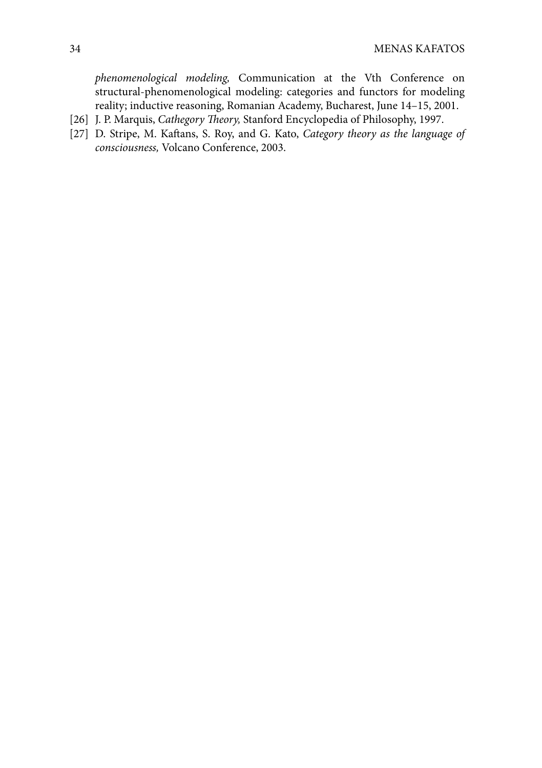*phenomenological modeling,* Communication at the Vth Conference on structural-phenomenological modeling: categories and functors for modeling reality; inductive reasoning, Romanian Academy, Bucharest, June 14–15, 2001.

[26] J. P. Marquis, *Cathegory Theory,* Stanford Encyclopedia of Philosophy, 1997.

[27] D. Stripe, M. Kaftans, S. Roy, and G. Kato, *Category theory as the language of consciousness,* Volcano Conference, 2003.